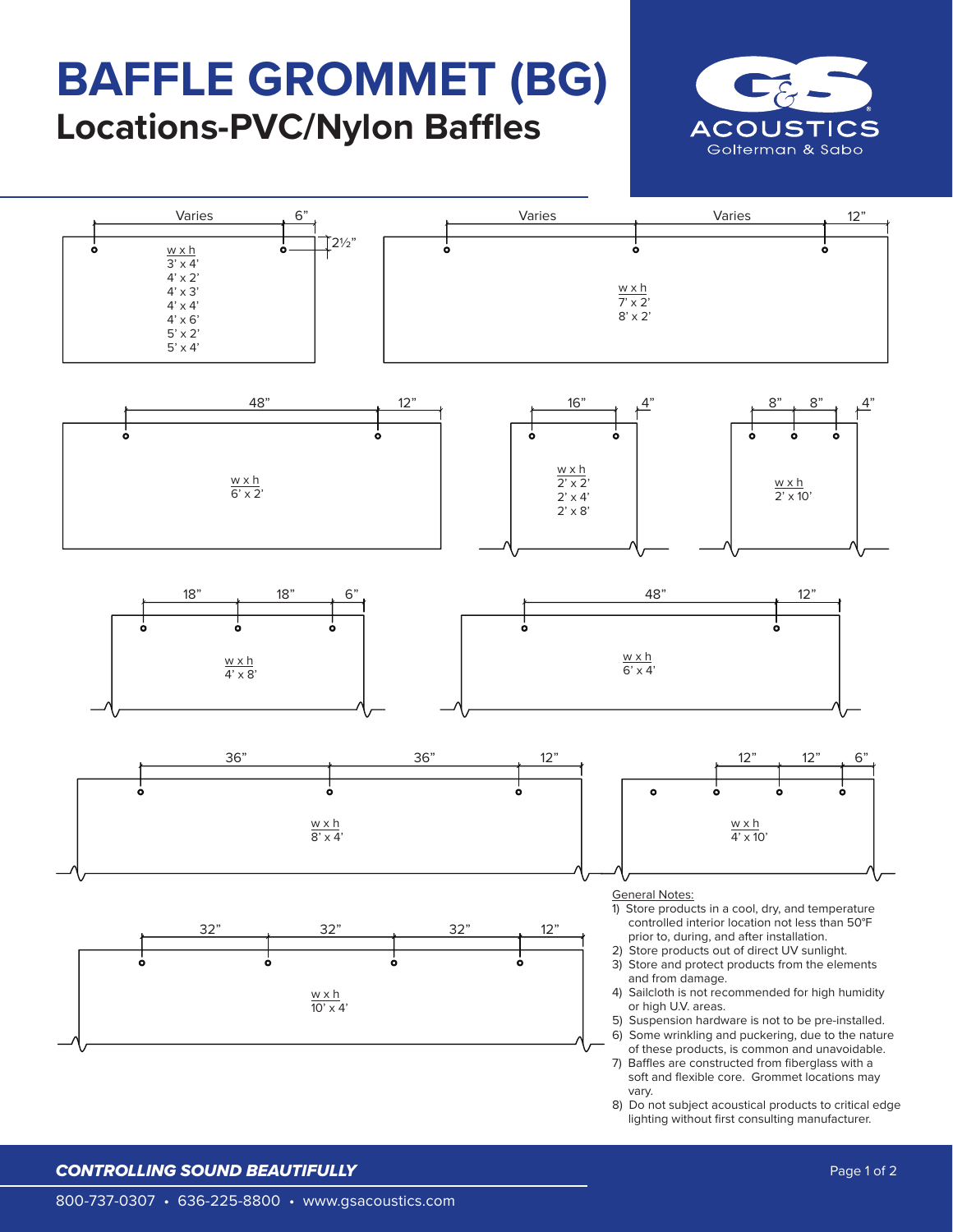# BAFFLE GROMMET (BG)

## Locations-PVC/Nylon Baffles

G&S ACOUSTICS
Golterman & Sabo

Varies 6" 2½"

w x h
3' x 4'
4' x 2'
4' x 3'
4' x 4'
4' x 6'
5' x 2'
5' x 4'

Varies Varies 12"

w x h
7' x 2'
8' x 2'

48" 12"

w x h
6' x 2'

16" 4"

w x h
2' x 2'
2' x 4'
2' x 8'

8" 8" 4"

w x h
2' x 10'

18" 18" 6"

w x h
4' x 8'

48" 12"

w x h
6' x 4'

36" 36" 12"

w x h
8' x 4'

12" 12" 6"

w x h
4' x 10'

32" 32" 32" 12"

w x h
10' x 4'

General Notes:

1) Store products in a cool, dry, and temperature controlled interior location not less than 50°F prior to, during, and after installation.
2) Store products out of direct UV sunlight.
3) Store and protect products from the elements and from damage.
4) Sailcloth is not recommended for high humidity or high U.V. areas.
5) Suspension hardware is not to be pre-installed.
6) Some wrinkling and puckering, due to the nature of these products, is common and unavoidable.
7) Baffles are constructed from fiberglass with a soft and flexible core. Grommet locations may vary.
8) Do not subject acoustical products to critical edge lighting without first consulting manufacturer.

*CONTROLLING SOUND BEAUTIFULLY*

800-737-0307 • 636-225-8800 • www.gsacoustics.com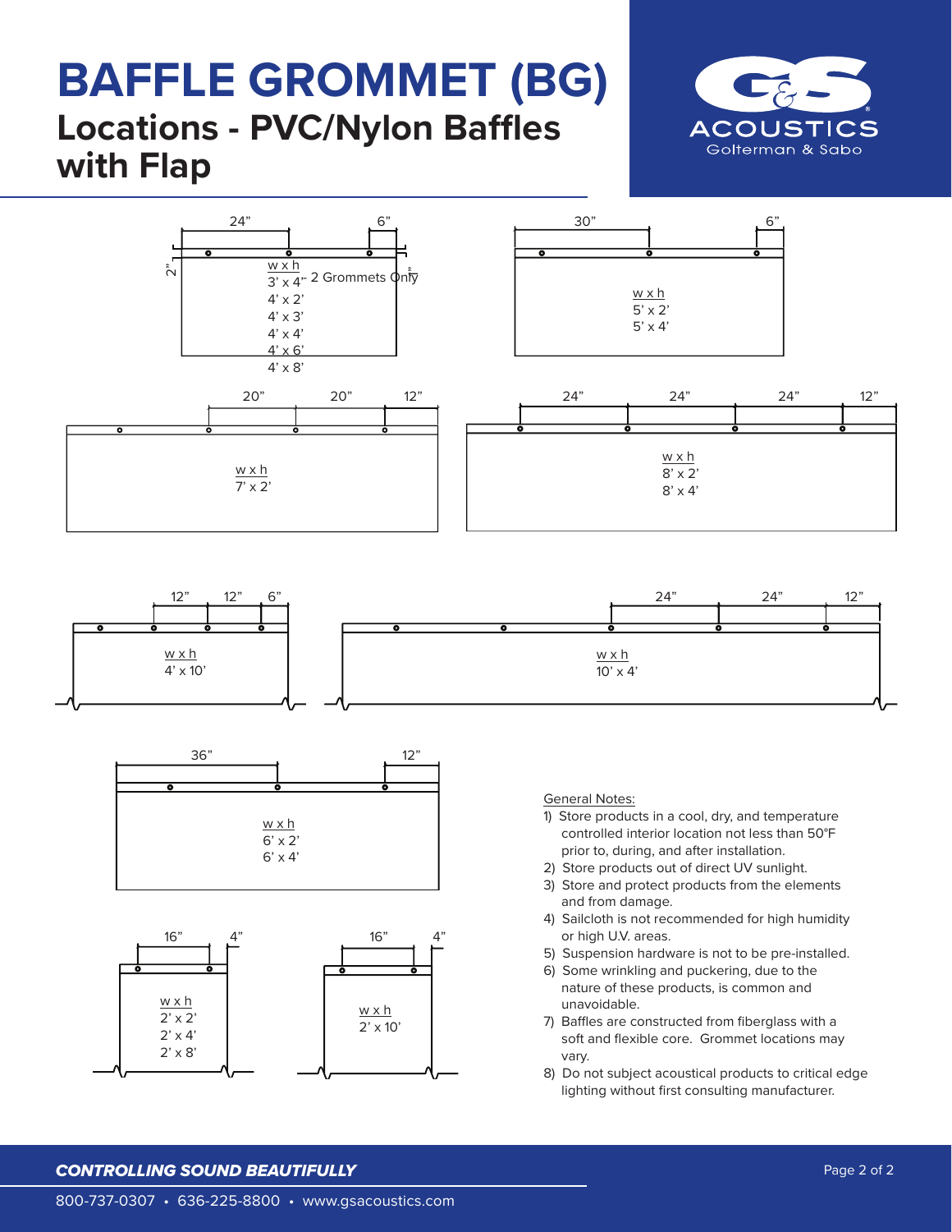# BAFFLE GROMMET (BG)

## Locations - PVC/Nylon Baffles with Flap

24"
6"
2"
w x h
3' x 4' - 2 Grommets Only
4' x 2'
4' x 3'
4' x 4'
4' x 6'
4' x 8'

30"
6"
w x h
5' x 2'
5' x 4'

20"
20"
12"
w x h
7' x 2'

24"
24"
24"
12"
w x h
8' x 2'
8' x 4'

12"
12"
6"
w x h
4' x 10'

24"
24"
12"
w x h
10' x 4'

36"
12"
w x h
6' x 2'
6' x 4'

16"
4"
w x h
2' x 2'
2' x 4'
2' x 8'

16"
4"
w x h
2' x 10'

General Notes:

1) Store products in a cool, dry, and temperature controlled interior location not less than 50°F prior to, during, and after installation.
2) Store products out of direct UV sunlight.
3) Store and protect products from the elements and from damage.
4) Sailcloth is not recommended for high humidity or high U.V. areas.
5) Suspension hardware is not to be pre-installed.
6) Some wrinkling and puckering, due to the nature of these products, is common and unavoidable.
7) Baffles are constructed from fiberglass with a soft and flexible core. Grommet locations may vary.
8) Do not subject acoustical products to critical edge lighting without first consulting manufacturer.

*CONTROLLING SOUND BEAUTIFULLY*

800-737-0307 • 636-225-8800 • www.gsacoustics.com